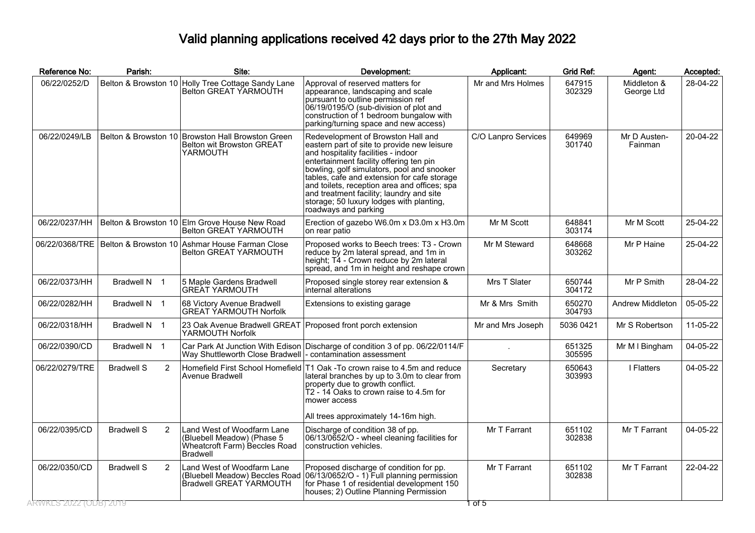# Valid planning applications received 42 days prior to the 27th May 2022

| Reference No: | Parish: | Site: | Development: | Applicant: | Grid Ref: | Agent: | Accepted: |
|---|---|---|---|---|---|---|---|
| 06/22/0252/D | Belton & Browston 10 | Holly Tree Cottage Sandy Lane Belton GREAT YARMOUTH | Approval of reserved matters for appearance, landscaping and scale pursuant to outline permission ref 06/19/0195/O (sub-division of plot and construction of 1 bedroom bungalow with parking/turning space and new access) | Mr and Mrs Holmes | 647915 302329 | Middleton & George Ltd | 28-04-22 |
| 06/22/0249/LB | Belton & Browston 10 | Browston Hall Browston Green Belton wit Browston GREAT YARMOUTH | Redevelopment of Browston Hall and eastern part of site to provide new leisure and hospitality facilities - indoor entertainment facility offering ten pin bowling, golf simulators, pool and snooker tables, cafe and extension for cafe storage and toilets, reception area and offices; spa and treatment facility; laundry and site storage; 50 luxury lodges with planting, roadways and parking | C/O Lanpro Services | 649969 301740 | Mr D Austen-Fainman | 20-04-22 |
| 06/22/0237/HH | Belton & Browston 10 | Elm Grove House New Road Belton GREAT YARMOUTH | Erection of gazebo W6.0m x D3.0m x H3.0m on rear patio | Mr M Scott | 648841 303174 | Mr M Scott | 25-04-22 |
| 06/22/0368/TRE | Belton & Browston 10 | Ashmar House Farman Close Belton GREAT YARMOUTH | Proposed works to Beech trees: T3 - Crown reduce by 2m lateral spread, and 1m in height; T4 - Crown reduce by 2m lateral spread, and 1m in height and reshape crown | Mr M Steward | 648668 303262 | Mr P Haine | 25-04-22 |
| 06/22/0373/HH | Bradwell N 1 | 5 Maple Gardens Bradwell GREAT YARMOUTH | Proposed single storey rear extension & internal alterations | Mrs T Slater | 650744 304172 | Mr P Smith | 28-04-22 |
| 06/22/0282/HH | Bradwell N 1 | 68 Victory Avenue Bradwell GREAT YARMOUTH Norfolk | Extensions to existing garage | Mr & Mrs Smith | 650270 304793 | Andrew Middleton | 05-05-22 |
| 06/22/0318/HH | Bradwell N 1 | 23 Oak Avenue Bradwell GREAT YARMOUTH Norfolk | Proposed front porch extension | Mr and Mrs Joseph | 5036 0421 | Mr S Robertson | 11-05-22 |
| 06/22/0390/CD | Bradwell N 1 | Car Park At Junction With Edison Way Shuttleworth Close Bradwell | Discharge of condition 3 of pp. 06/22/0114/F - contamination assessment | . | 651325 305595 | Mr M I Bingham | 04-05-22 |
| 06/22/0279/TRE | Bradwell S 2 | Homefield First School Homefield Avenue Bradwell | T1 Oak -To crown raise to 4.5m and reduce lateral branches by up to 3.0m to clear from property due to growth conflict.<br>T2 - 14 Oaks to crown raise to 4.5m for mower access<br><br>All trees approximately 14-16m high. | Secretary | 650643 303993 | I Flatters | 04-05-22 |
| 06/22/0395/CD | Bradwell S 2 | Land West of Woodfarm Lane (Bluebell Meadow) (Phase 5 Wheatcroft Farm) Beccles Road Bradwell | Discharge of condition 38 of pp. 06/13/0652/O - wheel cleaning facilities for construction vehicles. | Mr T Farrant | 651102 302838 | Mr T Farrant | 04-05-22 |
| 06/22/0350/CD | Bradwell S 2 | Land West of Woodfarm Lane (Bluebell Meadow) Beccles Road Bradwell GREAT YARMOUTH | Proposed discharge of condition for pp. 06/13/0652/O - 1) Full planning permission for Phase 1 of residential development 150 houses; 2) Outline Planning Permission | Mr T Farrant | 651102 302838 | Mr T Farrant | 22-04-22 |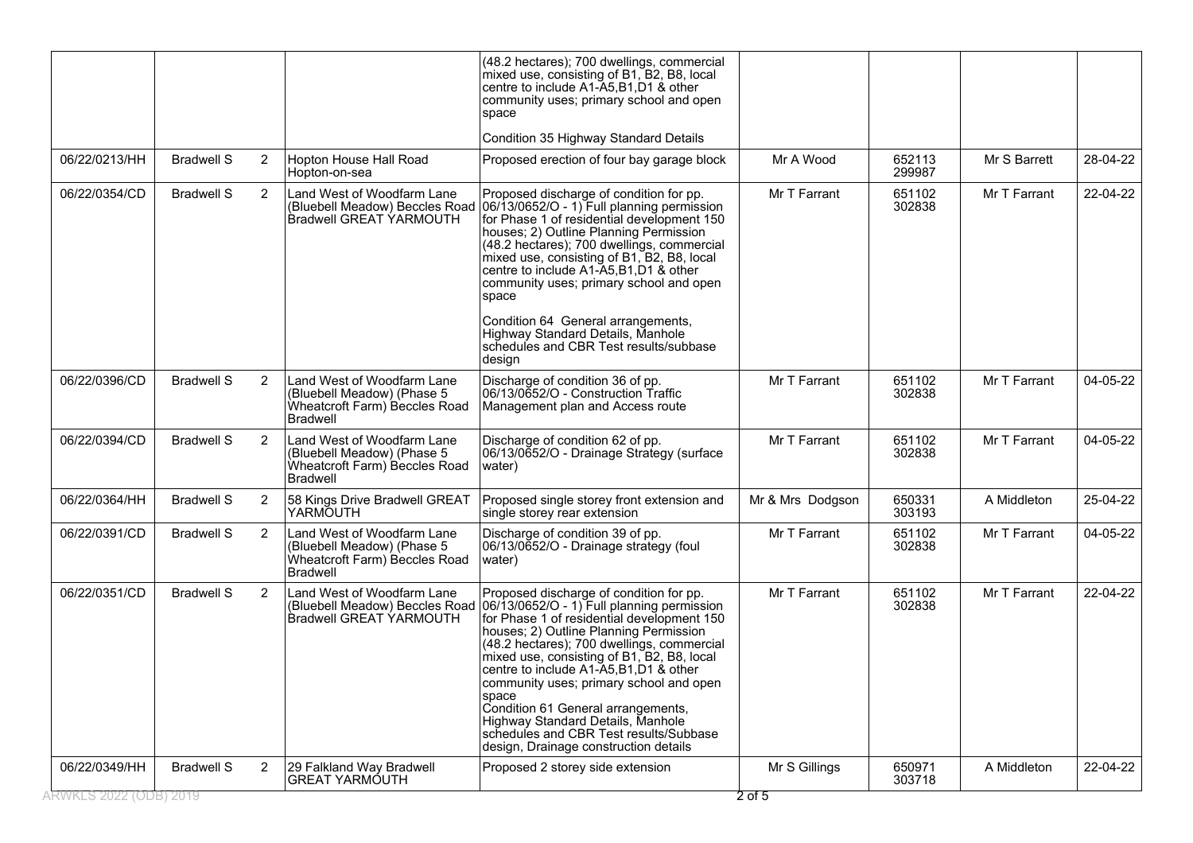| | | | | | | | | |
|---|---|---|---|---|---|---|---|---|
| | | | | (48.2 hectares); 700 dwellings, commercial mixed use, consisting of B1, B2, B8, local centre to include A1-A5,B1,D1 & other community uses; primary school and open space<br><br>Condition 35 Highway Standard Details | | | | |
| 06/22/0213/HH | Bradwell S | 2 | Hopton House Hall Road Hopton-on-sea | Proposed erection of four bay garage block | Mr A Wood | 652113 299987 | Mr S Barrett | 28-04-22 |
| 06/22/0354/CD | Bradwell S | 2 | Land West of Woodfarm Lane (Bluebell Meadow) Beccles Road Bradwell GREAT YARMOUTH | Proposed discharge of condition for pp. 06/13/0652/O - 1) Full planning permission for Phase 1 of residential development 150 houses; 2) Outline Planning Permission (48.2 hectares); 700 dwellings, commercial mixed use, consisting of B1, B2, B8, local centre to include A1-A5,B1,D1 & other community uses; primary school and open space<br><br>Condition 64 General arrangements, Highway Standard Details, Manhole schedules and CBR Test results/subbase design | Mr T Farrant | 651102 302838 | Mr T Farrant | 22-04-22 |
| 06/22/0396/CD | Bradwell S | 2 | Land West of Woodfarm Lane (Bluebell Meadow) (Phase 5 Wheatcroft Farm) Beccles Road Bradwell | Discharge of condition 36 of pp. 06/13/0652/O - Construction Traffic Management plan and Access route | Mr T Farrant | 651102 302838 | Mr T Farrant | 04-05-22 |
| 06/22/0394/CD | Bradwell S | 2 | Land West of Woodfarm Lane (Bluebell Meadow) (Phase 5 Wheatcroft Farm) Beccles Road Bradwell | Discharge of condition 62 of pp. 06/13/0652/O - Drainage Strategy (surface water) | Mr T Farrant | 651102 302838 | Mr T Farrant | 04-05-22 |
| 06/22/0364/HH | Bradwell S | 2 | 58 Kings Drive Bradwell GREAT YARMOUTH | Proposed single storey front extension and single storey rear extension | Mr & Mrs Dodgson | 650331 303193 | A Middleton | 25-04-22 |
| 06/22/0391/CD | Bradwell S | 2 | Land West of Woodfarm Lane (Bluebell Meadow) (Phase 5 Wheatcroft Farm) Beccles Road Bradwell | Discharge of condition 39 of pp. 06/13/0652/O - Drainage strategy (foul water) | Mr T Farrant | 651102 302838 | Mr T Farrant | 04-05-22 |
| 06/22/0351/CD | Bradwell S | 2 | Land West of Woodfarm Lane (Bluebell Meadow) Beccles Road Bradwell GREAT YARMOUTH | Proposed discharge of condition for pp. 06/13/0652/O - 1) Full planning permission for Phase 1 of residential development 150 houses; 2) Outline Planning Permission (48.2 hectares); 700 dwellings, commercial mixed use, consisting of B1, B2, B8, local centre to include A1-A5,B1,D1 & other community uses; primary school and open space<br>Condition 61 General arrangements, Highway Standard Details, Manhole schedules and CBR Test results/Subbase design, Drainage construction details | Mr T Farrant | 651102 302838 | Mr T Farrant | 22-04-22 |
| 06/22/0349/HH | Bradwell S | 2 | 29 Falkland Way Bradwell GREAT YARMOUTH | Proposed 2 storey side extension | Mr S Gillings | 650971 303718 | A Middleton | 22-04-22 |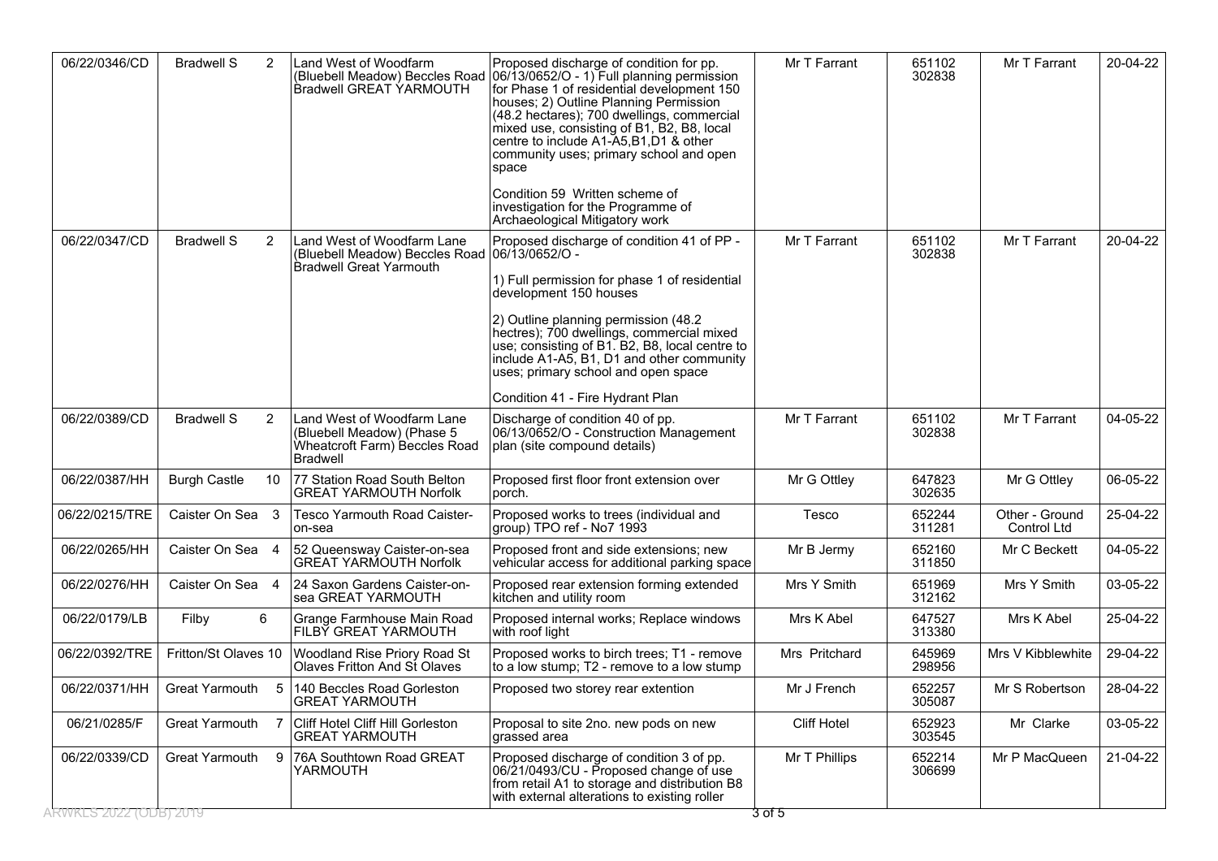| 06/22/0346/CD | Bradwell S 2 | Land West of Woodfarm (Bluebell Meadow) Beccles Road Bradwell GREAT YARMOUTH | Proposed discharge of condition for pp. 06/13/0652/O - 1) Full planning permission for Phase 1 of residential development 150 houses; 2) Outline Planning Permission (48.2 hectares); 700 dwellings, commercial mixed use, consisting of B1, B2, B8, local centre to include A1-A5,B1,D1 & other community uses; primary school and open space<br><br>Condition 59 Written scheme of investigation for the Programme of Archaeological Mitigatory work | Mr T Farrant | 651102 302838 | Mr T Farrant | 20-04-22 |
|---|---|---|---|---|---|---|---|
| 06/22/0347/CD | Bradwell S 2 | Land West of Woodfarm Lane (Bluebell Meadow) Beccles Road Bradwell Great Yarmouth | Proposed discharge of condition 41 of PP - 06/13/0652/O -<br><br>1) Full permission for phase 1 of residential development 150 houses<br><br>2) Outline planning permission (48.2 hectres); 700 dwellings, commercial mixed use; consisting of B1. B2, B8, local centre to include A1-A5, B1, D1 and other community uses; primary school and open space<br><br>Condition 41 - Fire Hydrant Plan | Mr T Farrant | 651102 302838 | Mr T Farrant | 20-04-22 |
| 06/22/0389/CD | Bradwell S 2 | Land West of Woodfarm Lane (Bluebell Meadow) (Phase 5 Wheatcroft Farm) Beccles Road Bradwell | Discharge of condition 40 of pp. 06/13/0652/O - Construction Management plan (site compound details) | Mr T Farrant | 651102 302838 | Mr T Farrant | 04-05-22 |
| 06/22/0387/HH | Burgh Castle 10 | 77 Station Road South Belton GREAT YARMOUTH Norfolk | Proposed first floor front extension over porch. | Mr G Ottley | 647823 302635 | Mr G Ottley | 06-05-22 |
| 06/22/0215/TRE | Caister On Sea 3 | Tesco Yarmouth Road Caister-on-sea | Proposed works to trees (individual and group) TPO ref - No7 1993 | Tesco | 652244 311281 | Other - Ground Control Ltd | 25-04-22 |
| 06/22/0265/HH | Caister On Sea 4 | 52 Queensway Caister-on-sea GREAT YARMOUTH Norfolk | Proposed front and side extensions; new vehicular access for additional parking space | Mr B Jermy | 652160 311850 | Mr C Beckett | 04-05-22 |
| 06/22/0276/HH | Caister On Sea 4 | 24 Saxon Gardens Caister-on-sea GREAT YARMOUTH | Proposed rear extension forming extended kitchen and utility room | Mrs Y Smith | 651969 312162 | Mrs Y Smith | 03-05-22 |
| 06/22/0179/LB | Filby 6 | Grange Farmhouse Main Road FILBY GREAT YARMOUTH | Proposed internal works; Replace windows with roof light | Mrs K Abel | 647527 313380 | Mrs K Abel | 25-04-22 |
| 06/22/0392/TRE | Fritton/St Olaves 10 | Woodland Rise Priory Road St Olaves Fritton And St Olaves | Proposed works to birch trees; T1 - remove to a low stump; T2 - remove to a low stump | Mrs Pritchard | 645969 298956 | Mrs V Kibblewhite | 29-04-22 |
| 06/22/0371/HH | Great Yarmouth 5 | 140 Beccles Road Gorleston GREAT YARMOUTH | Proposed two storey rear extention | Mr J French | 652257 305087 | Mr S Robertson | 28-04-22 |
| 06/21/0285/F | Great Yarmouth 7 | Cliff Hotel Cliff Hill Gorleston GREAT YARMOUTH | Proposal to site 2no. new pods on new grassed area | Cliff Hotel | 652923 303545 | Mr Clarke | 03-05-22 |
| 06/22/0339/CD | Great Yarmouth 9 | 76A Southtown Road GREAT YARMOUTH | Proposed discharge of condition 3 of pp. 06/21/0493/CU - Proposed change of use from retail A1 to storage and distribution B8 with external alterations to existing roller | Mr T Phillips | 652214 306699 | Mr P MacQueen | 21-04-22 |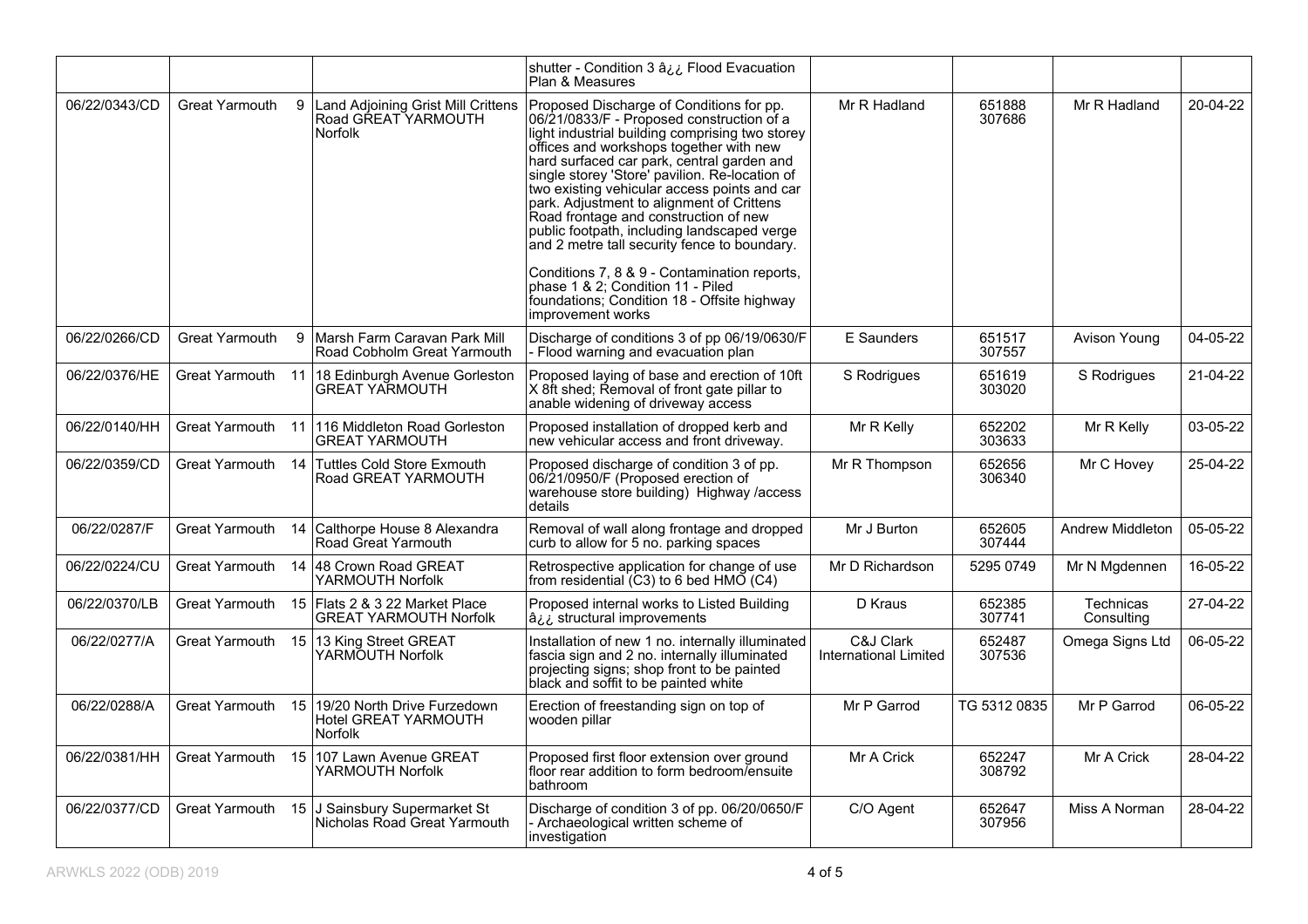| | | | | | | | |
|---|---|---|---|---|---|---|---|
| | | | shutter - Condition 3 â¿¿ Flood Evacuation Plan & Measures | | | | |
| 06/22/0343/CD | Great Yarmouth 9 | Land Adjoining Grist Mill Crittens Road GREAT YARMOUTH Norfolk | Proposed Discharge of Conditions for pp. 06/21/0833/F - Proposed construction of a light industrial building comprising two storey offices and workshops together with new hard surfaced car park, central garden and single storey 'Store' pavilion. Re-location of two existing vehicular access points and car park. Adjustment to alignment of Crittens Road frontage and construction of new public footpath, including landscaped verge and 2 metre tall security fence to boundary.<br><br>Conditions 7, 8 & 9 - Contamination reports, phase 1 & 2; Condition 11 - Piled foundations; Condition 18 - Offsite highway improvement works | Mr R Hadland | 651888 307686 | Mr R Hadland | 20-04-22 |
| 06/22/0266/CD | Great Yarmouth 9 | Marsh Farm Caravan Park Mill Road Cobholm Great Yarmouth | Discharge of conditions 3 of pp 06/19/0630/F - Flood warning and evacuation plan | E Saunders | 651517 307557 | Avison Young | 04-05-22 |
| 06/22/0376/HE | Great Yarmouth 11 | 18 Edinburgh Avenue Gorleston GREAT YARMOUTH | Proposed laying of base and erection of 10ft X 8ft shed; Removal of front gate pillar to anable widening of driveway access | S Rodrigues | 651619 303020 | S Rodrigues | 21-04-22 |
| 06/22/0140/HH | Great Yarmouth 11 | 116 Middleton Road Gorleston GREAT YARMOUTH | Proposed installation of dropped kerb and new vehicular access and front driveway. | Mr R Kelly | 652202 303633 | Mr R Kelly | 03-05-22 |
| 06/22/0359/CD | Great Yarmouth 14 | Tuttles Cold Store Exmouth Road GREAT YARMOUTH | Proposed discharge of condition 3 of pp. 06/21/0950/F (Proposed erection of warehouse store building) Highway /access details | Mr R Thompson | 652656 306340 | Mr C Hovey | 25-04-22 |
| 06/22/0287/F | Great Yarmouth 14 | Calthorpe House 8 Alexandra Road Great Yarmouth | Removal of wall along frontage and dropped curb to allow for 5 no. parking spaces | Mr J Burton | 652605 307444 | Andrew Middleton | 05-05-22 |
| 06/22/0224/CU | Great Yarmouth 14 | 48 Crown Road GREAT YARMOUTH Norfolk | Retrospective application for change of use from residential (C3) to 6 bed HMO (C4) | Mr D Richardson | 5295 0749 | Mr N Mgdennen | 16-05-22 |
| 06/22/0370/LB | Great Yarmouth 15 | Flats 2 & 3 22 Market Place GREAT YARMOUTH Norfolk | Proposed internal works to Listed Building â¿¿ structural improvements | D Kraus | 652385 307741 | Technicas Consulting | 27-04-22 |
| 06/22/0277/A | Great Yarmouth 15 | 13 King Street GREAT YARMOUTH Norfolk | Installation of new 1 no. internally illuminated fascia sign and 2 no. internally illuminated projecting signs; shop front to be painted black and soffit to be painted white | C&J Clark International Limited | 652487 307536 | Omega Signs Ltd | 06-05-22 |
| 06/22/0288/A | Great Yarmouth 15 | 19/20 North Drive Furzedown Hotel GREAT YARMOUTH Norfolk | Erection of freestanding sign on top of wooden pillar | Mr P Garrod | TG 5312 0835 | Mr P Garrod | 06-05-22 |
| 06/22/0381/HH | Great Yarmouth 15 | 107 Lawn Avenue GREAT YARMOUTH Norfolk | Proposed first floor extension over ground floor rear addition to form bedroom/ensuite bathroom | Mr A Crick | 652247 308792 | Mr A Crick | 28-04-22 |
| 06/22/0377/CD | Great Yarmouth 15 | J Sainsbury Supermarket St Nicholas Road Great Yarmouth | Discharge of condition 3 of pp. 06/20/0650/F - Archaeological written scheme of investigation | C/O Agent | 652647 307956 | Miss A Norman | 28-04-22 |

ARWKLS 2022 (ODB) 2019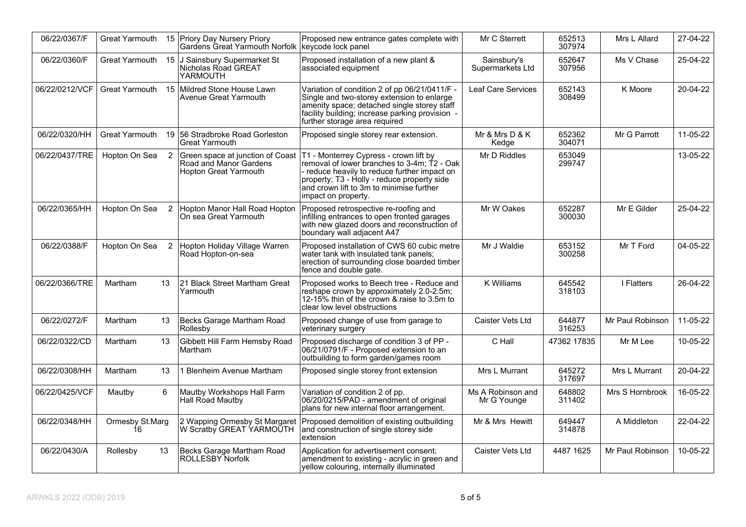| | | | | | | | | |
|---|---|---|---|---|---|---|---|---|
| 06/22/0367/F | Great Yarmouth | 15 | Priory Day Nursery Priory Gardens Great Yarmouth Norfolk | Proposed new entrance gates complete with keycode lock panel | Mr C Sterrett | 652513 307974 | Mrs L Allard | 27-04-22 |
| 06/22/0360/F | Great Yarmouth | 15 | J Sainsbury Supermarket St Nicholas Road GREAT YARMOUTH | Proposed installation of a new plant & associated equipment | Sainsbury's Supermarkets Ltd | 652647 307956 | Ms V Chase | 25-04-22 |
| 06/22/0212/VCF | Great Yarmouth | 15 | Mildred Stone House Lawn Avenue Great Yarmouth | Variation of condition 2 of pp 06/21/0411/F - Single and two-storey extension to enlarge amenity space; detached single storey staff facility building; increase parking provision - further storage area required | Leaf Care Services | 652143 308499 | K Moore | 20-04-22 |
| 06/22/0320/HH | Great Yarmouth | 19 | 56 Stradbroke Road Gorleston Great Yarmouth | Proposed single storey rear extension. | Mr & Mrs D & K Kedge | 652362 304071 | Mr G Parrott | 11-05-22 |
| 06/22/0437/TRE | Hopton On Sea | 2 | Green space at junction of Coast Road and Manor Gardens Hopton Great Yarmouth | T1 - Monterrey Cypress - crown lift by removal of lower branches to 3-4m; T2 - Oak - reduce heavily to reduce further impact on property; T3 - Holly - reduce property side and crown lift to 3m to minimise further impact on property. | Mr D Riddles | 653049 299747 | | 13-05-22 |
| 06/22/0365/HH | Hopton On Sea | 2 | Hopton Manor Hall Road Hopton On sea Great Yarmouth | Proposed retrospective re-roofing and infilling entrances to open fronted garages with new glazed doors and reconstruction of boundary wall adjacent A47 | Mr W Oakes | 652287 300030 | Mr E Gilder | 25-04-22 |
| 06/22/0388/F | Hopton On Sea | 2 | Hopton Holiday Village Warren Road Hopton-on-sea | Proposed installation of CWS 60 cubic metre water tank with insulated tank panels; erection of surrounding close boarded timber fence and double gate. | Mr J Waldie | 653152 300258 | Mr T Ford | 04-05-22 |
| 06/22/0366/TRE | Martham | 13 | 21 Black Street Martham Great Yarmouth | Proposed works to Beech tree - Reduce and reshape crown by approximately 2.0-2.5m; 12-15% thin of the crown & raise to 3.5m to clear low level obstructions | K Williams | 645542 318103 | I Flatters | 26-04-22 |
| 06/22/0272/F | Martham | 13 | Becks Garage Martham Road Rollesby | Proposed change of use from garage to veterinary surgery | Caister Vets Ltd | 644877 316253 | Mr Paul Robinson | 11-05-22 |
| 06/22/0322/CD | Martham | 13 | Gibbett Hill Farm Hemsby Road Martham | Proposed discharge of condition 3 of PP - 06/21/0791/F - Proposed extension to an outbuilding to form garden/games room | C Hall | 47362 17835 | Mr M Lee | 10-05-22 |
| 06/22/0308/HH | Martham | 13 | 1 Blenheim Avenue Martham | Proposed single storey front extension | Mrs L Murrant | 645272 317697 | Mrs L Murrant | 20-04-22 |
| 06/22/0425/VCF | Mautby | 6 | Mautby Workshops Hall Farm Hall Road Mautby | Variation of condition 2 of pp. 06/20/0215/PAD - amendment of original plans for new internal floor arrangement. | Ms A Robinson and Mr G Younge | 648802 311402 | Mrs S Hornbrook | 16-05-22 |
| 06/22/0348/HH | Ormesby St.Marg | 16 | 2 Wapping Ormesby St Margaret W Scratby GREAT YARMOUTH | Proposed demolition of existing outbuilding and construction of single storey side extension | Mr & Mrs Hewitt | 649447 314878 | A Middleton | 22-04-22 |
| 06/22/0430/A | Rollesby | 13 | Becks Garage Martham Road ROLLESBY Norfolk | Application for advertisement consent; amendment to existing - acrylic in green and yellow colouring, internally illuminated | Caister Vets Ltd | 4487 1625 | Mr Paul Robinson | 10-05-22 |